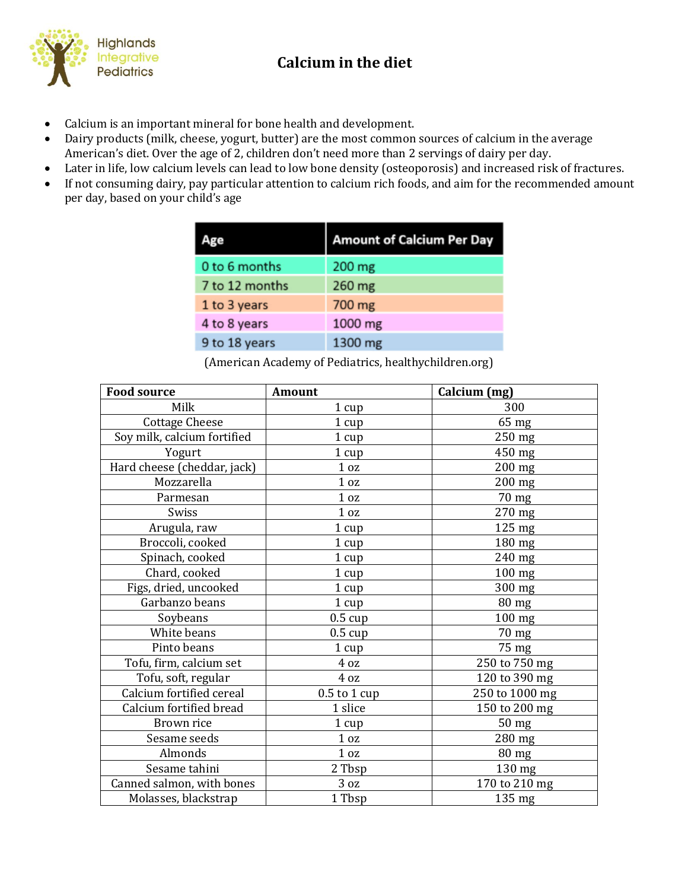Highlands Integrative Pediatrics

# Calcium in the diet

- Calcium is an important mineral for bone health and development.
- Dairy products (milk, cheese, yogurt, butter) are the most common sources of calcium in the average American's diet. Over the age of 2, children don't need more than 2 servings of dairy per day.
- Later in life, low calcium levels can lead to low bone density (osteoporosis) and increased risk of fractures.
- If not consuming dairy, pay particular attention to calcium rich foods, and aim for the recommended amount per day, based on your child's age

| Age | Amount of Calcium Per Day |
|---|---|
| 0 to 6 months | 200 mg |
| 7 to 12 months | 260 mg |
| 1 to 3 years | 700 mg |
| 4 to 8 years | 1000 mg |
| 9 to 18 years | 1300 mg |

(American Academy of Pediatrics, healthychildren.org)

| Food source | Amount | Calcium (mg) |
|---|---|---|
| Milk | 1 cup | 300 |
| Cottage Cheese | 1 cup | 65 mg |
| Soy milk, calcium fortified | 1 cup | 250 mg |
| Yogurt | 1 cup | 450 mg |
| Hard cheese (cheddar, jack) | 1 oz | 200 mg |
| Mozzarella | 1 oz | 200 mg |
| Parmesan | 1 oz | 70 mg |
| Swiss | 1 oz | 270 mg |
| Arugula, raw | 1 cup | 125 mg |
| Broccoli, cooked | 1 cup | 180 mg |
| Spinach, cooked | 1 cup | 240 mg |
| Chard, cooked | 1 cup | 100 mg |
| Figs, dried, uncooked | 1 cup | 300 mg |
| Garbanzo beans | 1 cup | 80 mg |
| Soybeans | 0.5 cup | 100 mg |
| White beans | 0.5 cup | 70 mg |
| Pinto beans | 1 cup | 75 mg |
| Tofu, firm, calcium set | 4 oz | 250 to 750 mg |
| Tofu, soft, regular | 4 oz | 120 to 390 mg |
| Calcium fortified cereal | 0.5 to 1 cup | 250 to 1000 mg |
| Calcium fortified bread | 1 slice | 150 to 200 mg |
| Brown rice | 1 cup | 50 mg |
| Sesame seeds | 1 oz | 280 mg |
| Almonds | 1 oz | 80 mg |
| Sesame tahini | 2 Tbsp | 130 mg |
| Canned salmon, with bones | 3 oz | 170 to 210 mg |
| Molasses, blackstrap | 1 Tbsp | 135 mg |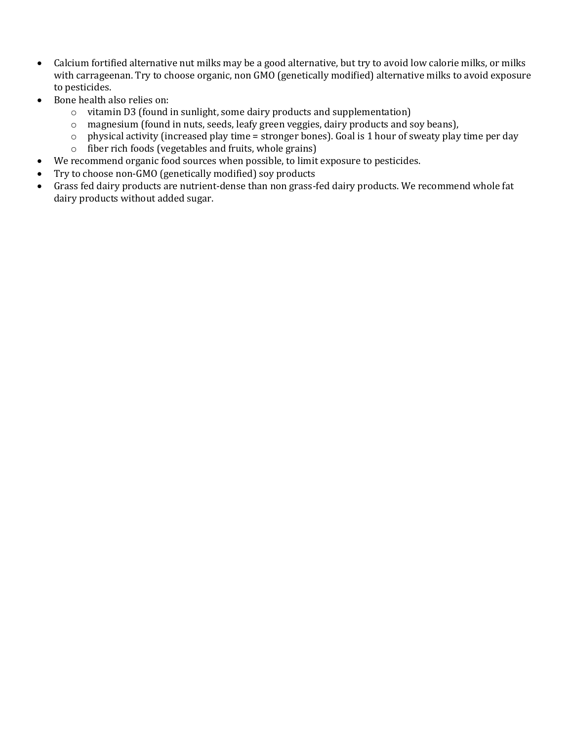- Calcium fortified alternative nut milks may be a good alternative, but try to avoid low calorie milks, or milks with carrageenan. Try to choose organic, non GMO (genetically modified) alternative milks to avoid exposure to pesticides.
- Bone health also relies on:
  - vitamin D3 (found in sunlight, some dairy products and supplementation)
  - magnesium (found in nuts, seeds, leafy green veggies, dairy products and soy beans),
  - physical activity (increased play time = stronger bones). Goal is 1 hour of sweaty play time per day
  - fiber rich foods (vegetables and fruits, whole grains)
- We recommend organic food sources when possible, to limit exposure to pesticides.
- Try to choose non-GMO (genetically modified) soy products
- Grass fed dairy products are nutrient-dense than non grass-fed dairy products. We recommend whole fat dairy products without added sugar.